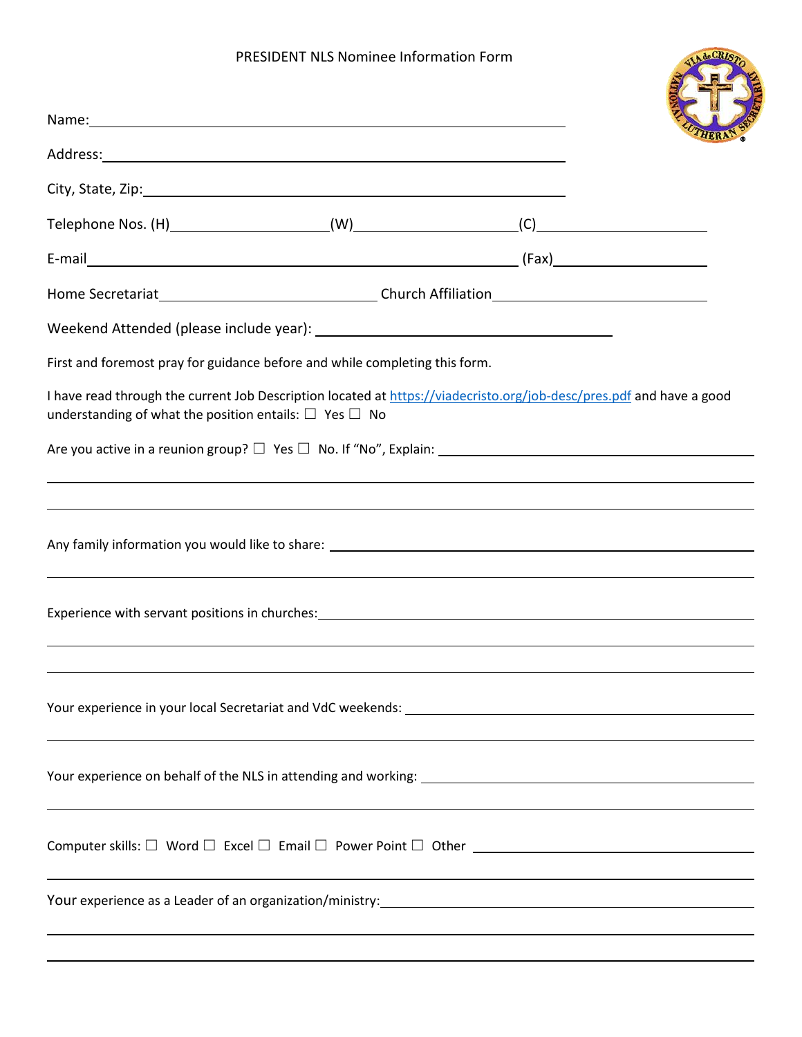# PRESIDENT NLS Nominee Information Form

Name: ____________________________________________

Address: ____________________________________________

City, State, Zip: ____________________________________________

Telephone Nos. (H) ________________ (W) ________________ (C) ________________

E-mail ____________________________________________ (Fax) ________________

Home Secretariat ________________________ Church Affiliation ________________________

Weekend Attended (please include year): ________________________________

First and foremost pray for guidance before and while completing this form.

I have read through the current Job Description located at https://viadecristo.org/job-desc/pres.pdf and have a good understanding of what the position entails: ☐ Yes ☐ No

Are you active in a reunion group? ☐ Yes ☐ No. If "No", Explain: ________________________________

____________________________________________

____________________________________________

Any family information you would like to share: ________________________________

____________________________________________

Experience with servant positions in churches: ________________________________

____________________________________________

____________________________________________

Your experience in your local Secretariat and VdC weekends: ________________________________

____________________________________________

Your experience on behalf of the NLS in attending and working: ________________________________

____________________________________________

Computer skills: ☐ Word ☐ Excel ☐ Email ☐ Power Point ☐ Other ________________________________

____________________________________________

Your experience as a Leader of an organization/ministry: ________________________________

____________________________________________

____________________________________________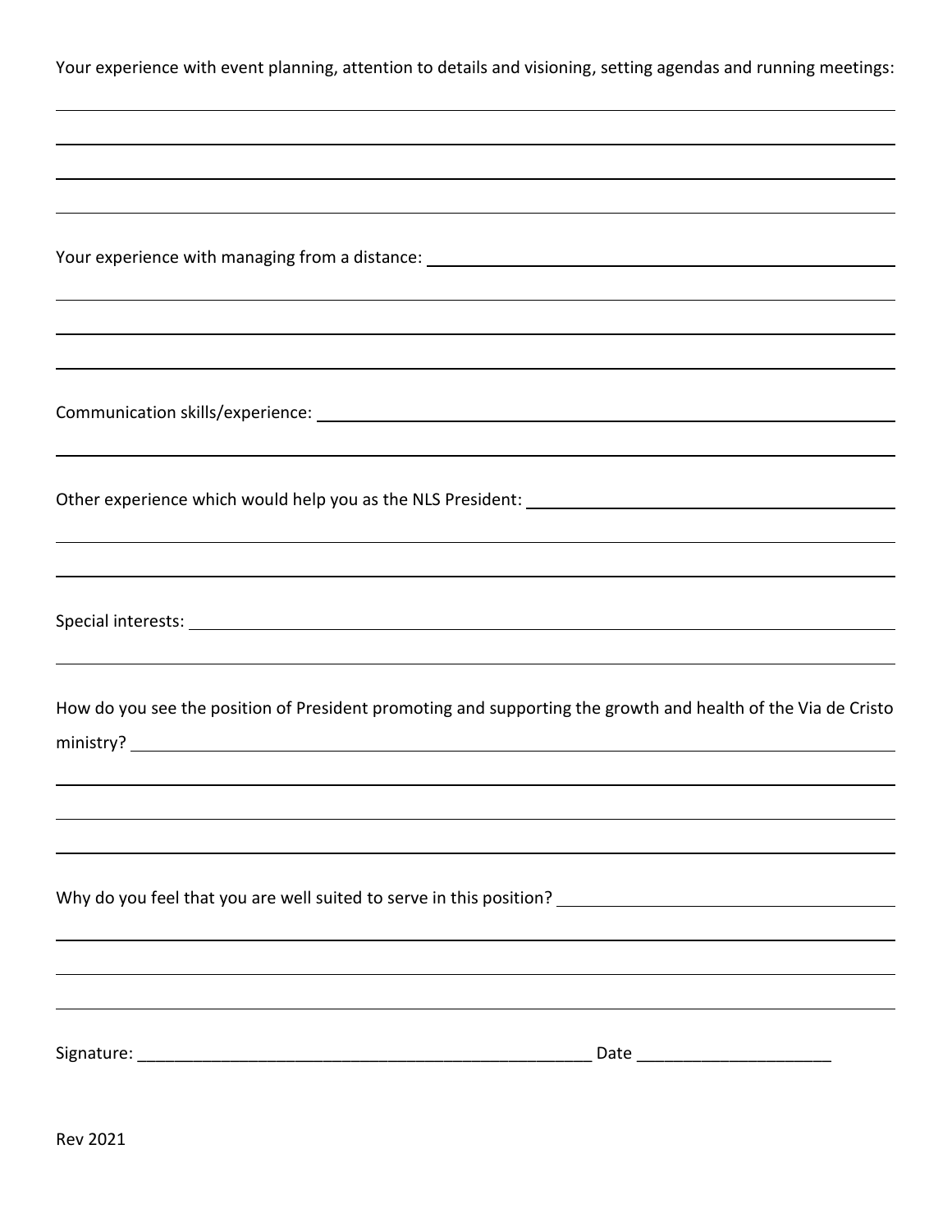Your experience with event planning, attention to details and visioning, setting agendas and running meetings:

Your experience with managing from a distance:

Communication skills/experience:

Other experience which would help you as the NLS President:

Special interests:

How do you see the position of President promoting and supporting the growth and health of the Via de Cristo ministry?

Why do you feel that you are well suited to serve in this position?

Signature: ___________________________________________________ Date _____________________

Rev 2021